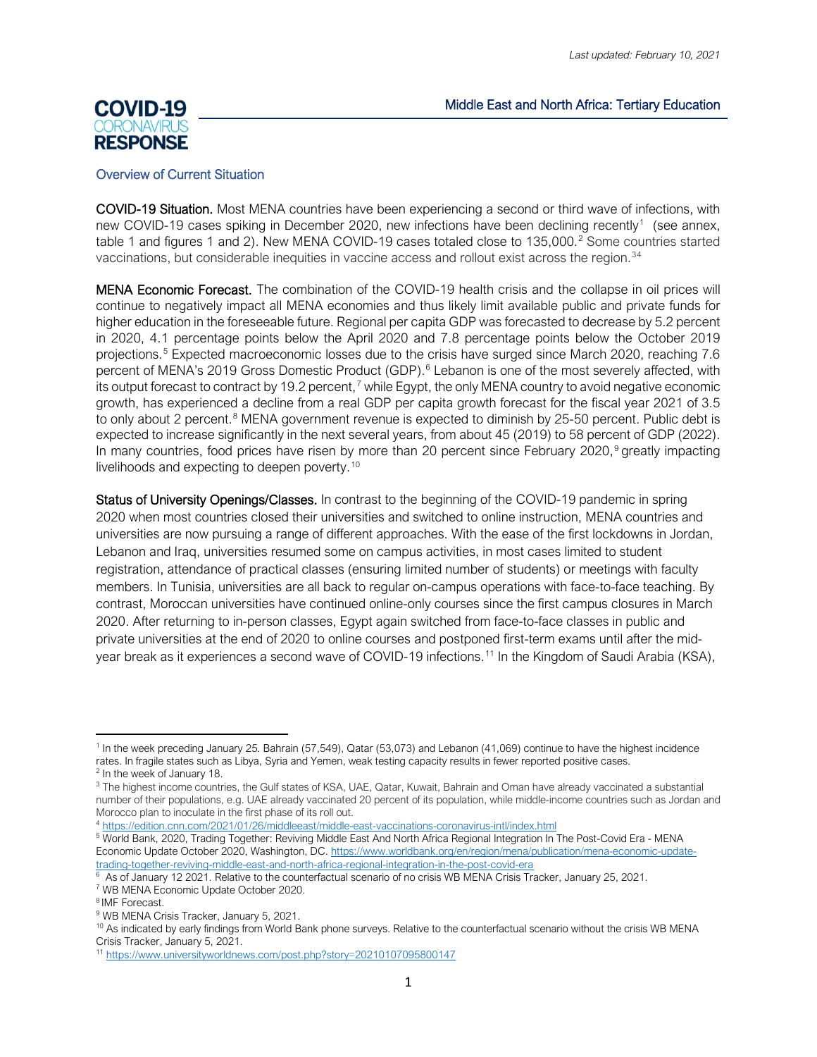*Last updated: February 10, 2021*

**COVID-19**
CORONAVIRUS
**RESPONSE**

## Middle East and North Africa: Tertiary Education

### Overview of Current Situation

**COVID-19 Situation.** Most MENA countries have been experiencing a second or third wave of infections, with new COVID-19 cases spiking in December 2020, new infections have been declining recently[1] (see annex, table 1 and figures 1 and 2). New MENA COVID-19 cases totaled close to 135,000.[2] Some countries started vaccinations, but considerable inequities in vaccine access and rollout exist across the region.[3][4]

**MENA Economic Forecast.** The combination of the COVID-19 health crisis and the collapse in oil prices will continue to negatively impact all MENA economies and thus likely limit available public and private funds for higher education in the foreseeable future. Regional per capita GDP was forecasted to decrease by 5.2 percent in 2020, 4.1 percentage points below the April 2020 and 7.8 percentage points below the October 2019 projections.[5] Expected macroeconomic losses due to the crisis have surged since March 2020, reaching 7.6 percent of MENA's 2019 Gross Domestic Product (GDP).[6] Lebanon is one of the most severely affected, with its output forecast to contract by 19.2 percent,[7] while Egypt, the only MENA country to avoid negative economic growth, has experienced a decline from a real GDP per capita growth forecast for the fiscal year 2021 of 3.5 to only about 2 percent.[8] MENA government revenue is expected to diminish by 25-50 percent. Public debt is expected to increase significantly in the next several years, from about 45 (2019) to 58 percent of GDP (2022). In many countries, food prices have risen by more than 20 percent since February 2020,[9] greatly impacting livelihoods and expecting to deepen poverty.[10]

**Status of University Openings/Classes.** In contrast to the beginning of the COVID-19 pandemic in spring 2020 when most countries closed their universities and switched to online instruction, MENA countries and universities are now pursuing a range of different approaches. With the ease of the first lockdowns in Jordan, Lebanon and Iraq, universities resumed some on campus activities, in most cases limited to student registration, attendance of practical classes (ensuring limited number of students) or meetings with faculty members. In Tunisia, universities are all back to regular on-campus operations with face-to-face teaching. By contrast, Moroccan universities have continued online-only courses since the first campus closures in March 2020. After returning to in-person classes, Egypt again switched from face-to-face classes in public and private universities at the end of 2020 to online courses and postponed first-term exams until after the mid-year break as it experiences a second wave of COVID-19 infections.[11] In the Kingdom of Saudi Arabia (KSA),

---

[1] In the week preceding January 25. Bahrain (57,549), Qatar (53,073) and Lebanon (41,069) continue to have the highest incidence rates. In fragile states such as Libya, Syria and Yemen, weak testing capacity results in fewer reported positive cases.

[2] In the week of January 18.

[3] The highest income countries, the Gulf states of KSA, UAE, Qatar, Kuwait, Bahrain and Oman have already vaccinated a substantial number of their populations, e.g. UAE already vaccinated 20 percent of its population, while middle-income countries such as Jordan and Morocco plan to inoculate in the first phase of its roll out.

[4] https://edition.cnn.com/2021/01/26/middleeast/middle-east-vaccinations-coronavirus-intl/index.html

[5] World Bank, 2020, Trading Together: Reviving Middle East And North Africa Regional Integration In The Post-Covid Era - MENA Economic Update October 2020, Washington, DC. https://www.worldbank.org/en/region/mena/publication/mena-economic-update-trading-together-reviving-middle-east-and-north-africa-regional-integration-in-the-post-covid-era

[6] As of January 12 2021. Relative to the counterfactual scenario of no crisis WB MENA Crisis Tracker, January 25, 2021.

[7] WB MENA Economic Update October 2020.

[8] IMF Forecast.

[9] WB MENA Crisis Tracker, January 5, 2021.

[10] As indicated by early findings from World Bank phone surveys. Relative to the counterfactual scenario without the crisis WB MENA Crisis Tracker, January 5, 2021.

[11] https://www.universityworldnews.com/post.php?story=20210107095800147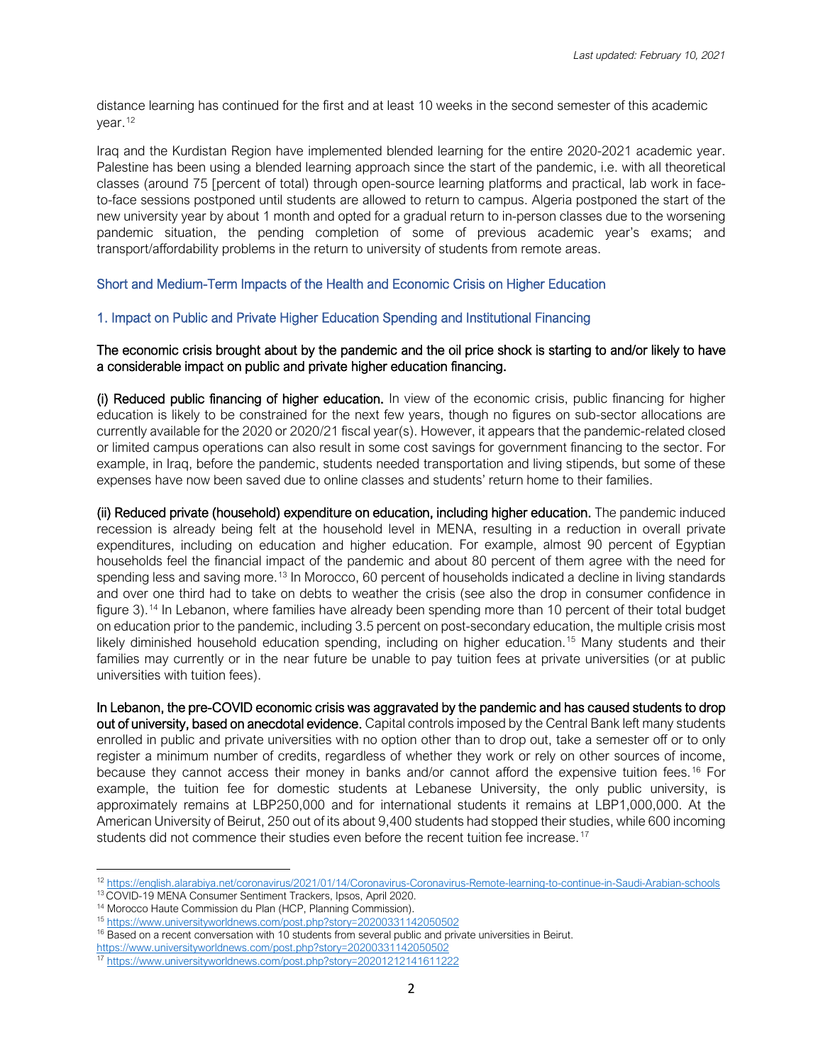distance learning has continued for the first and at least 10 weeks in the second semester of this academic year.[12]

Iraq and the Kurdistan Region have implemented blended learning for the entire 2020-2021 academic year. Palestine has been using a blended learning approach since the start of the pandemic, i.e. with all theoretical classes (around 75 [percent of total) through open-source learning platforms and practical, lab work in face-to-face sessions postponed until students are allowed to return to campus. Algeria postponed the start of the new university year by about 1 month and opted for a gradual return to in-person classes due to the worsening pandemic situation, the pending completion of some of previous academic year's exams; and transport/affordability problems in the return to university of students from remote areas.

## Short and Medium-Term Impacts of the Health and Economic Crisis on Higher Education

### 1. Impact on Public and Private Higher Education Spending and Institutional Financing

**The economic crisis brought about by the pandemic and the oil price shock is starting to and/or likely to have a considerable impact on public and private higher education financing.**

**(i) Reduced public financing of higher education.** In view of the economic crisis, public financing for higher education is likely to be constrained for the next few years, though no figures on sub-sector allocations are currently available for the 2020 or 2020/21 fiscal year(s). However, it appears that the pandemic-related closed or limited campus operations can also result in some cost savings for government financing to the sector. For example, in Iraq, before the pandemic, students needed transportation and living stipends, but some of these expenses have now been saved due to online classes and students' return home to their families.

**(ii) Reduced private (household) expenditure on education, including higher education.** The pandemic induced recession is already being felt at the household level in MENA, resulting in a reduction in overall private expenditures, including on education and higher education. For example, almost 90 percent of Egyptian households feel the financial impact of the pandemic and about 80 percent of them agree with the need for spending less and saving more.[13] In Morocco, 60 percent of households indicated a decline in living standards and over one third had to take on debts to weather the crisis (see also the drop in consumer confidence in figure 3).[14] In Lebanon, where families have already been spending more than 10 percent of their total budget on education prior to the pandemic, including 3.5 percent on post-secondary education, the multiple crisis most likely diminished household education spending, including on higher education.[15] Many students and their families may currently or in the near future be unable to pay tuition fees at private universities (or at public universities with tuition fees).

**In Lebanon, the pre-COVID economic crisis was aggravated by the pandemic and has caused students to drop out of university, based on anecdotal evidence.** Capital controls imposed by the Central Bank left many students enrolled in public and private universities with no option other than to drop out, take a semester off or to only register a minimum number of credits, regardless of whether they work or rely on other sources of income, because they cannot access their money in banks and/or cannot afford the expensive tuition fees.[16] For example, the tuition fee for domestic students at Lebanese University, the only public university, is approximately remains at LBP250,000 and for international students it remains at LBP1,000,000. At the American University of Beirut, 250 out of its about 9,400 students had stopped their studies, while 600 incoming students did not commence their studies even before the recent tuition fee increase.[17]

---

[12] https://english.alarabiya.net/coronavirus/2021/01/14/Coronavirus-Coronavirus-Remote-learning-to-continue-in-Saudi-Arabian-schools

[13] COVID-19 MENA Consumer Sentiment Trackers, Ipsos, April 2020.

[14] Morocco Haute Commission du Plan (HCP, Planning Commission).

[15] https://www.universityworldnews.com/post.php?story=20200331142050502

[16] Based on a recent conversation with 10 students from several public and private universities in Beirut. https://www.universityworldnews.com/post.php?story=20200331142050502

[17] https://www.universityworldnews.com/post.php?story=20201212141611222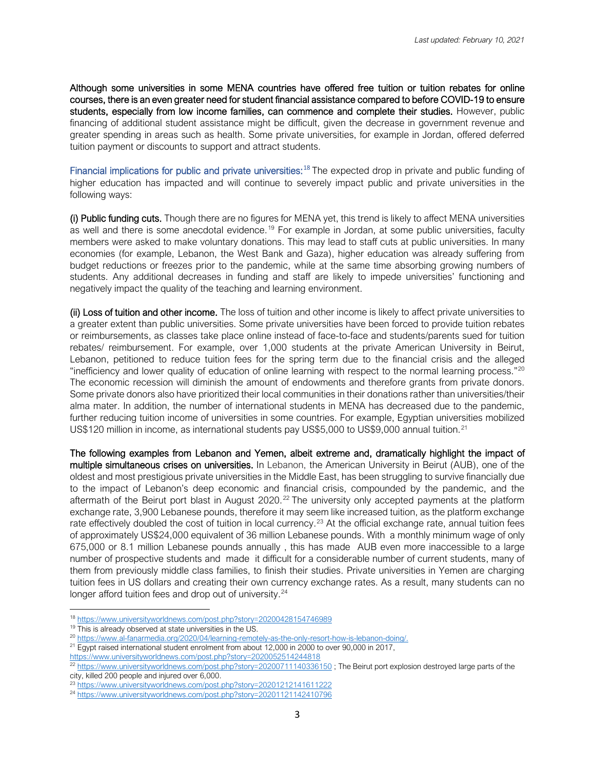**Although some universities in some MENA countries have offered free tuition or tuition rebates for online courses, there is an even greater need for student financial assistance compared to before COVID-19 to ensure students, especially from low income families, can commence and complete their studies.** However, public financing of additional student assistance might be difficult, given the decrease in government revenue and greater spending in areas such as health. Some private universities, for example in Jordan, offered deferred tuition payment or discounts to support and attract students.

Financial implications for public and private universities:[18] The expected drop in private and public funding of higher education has impacted and will continue to severely impact public and private universities in the following ways:

**(i) Public funding cuts.** Though there are no figures for MENA yet, this trend is likely to affect MENA universities as well and there is some anecdotal evidence.[19] For example in Jordan, at some public universities, faculty members were asked to make voluntary donations. This may lead to staff cuts at public universities. In many economies (for example, Lebanon, the West Bank and Gaza), higher education was already suffering from budget reductions or freezes prior to the pandemic, while at the same time absorbing growing numbers of students. Any additional decreases in funding and staff are likely to impede universities' functioning and negatively impact the quality of the teaching and learning environment.

**(ii) Loss of tuition and other income.** The loss of tuition and other income is likely to affect private universities to a greater extent than public universities. Some private universities have been forced to provide tuition rebates or reimbursements, as classes take place online instead of face-to-face and students/parents sued for tuition rebates/ reimbursement. For example, over 1,000 students at the private American University in Beirut, Lebanon, petitioned to reduce tuition fees for the spring term due to the financial crisis and the alleged "inefficiency and lower quality of education of online learning with respect to the normal learning process."[20] The economic recession will diminish the amount of endowments and therefore grants from private donors. Some private donors also have prioritized their local communities in their donations rather than universities/their alma mater. In addition, the number of international students in MENA has decreased due to the pandemic, further reducing tuition income of universities in some countries. For example, Egyptian universities mobilized US$120 million in income, as international students pay US$5,000 to US$9,000 annual tuition.[21]

**The following examples from Lebanon and Yemen, albeit extreme and, dramatically highlight the impact of multiple simultaneous crises on universities.** In Lebanon, the American University in Beirut (AUB), one of the oldest and most prestigious private universities in the Middle East, has been struggling to survive financially due to the impact of Lebanon's deep economic and financial crisis, compounded by the pandemic, and the aftermath of the Beirut port blast in August 2020.[22] The university only accepted payments at the platform exchange rate, 3,900 Lebanese pounds, therefore it may seem like increased tuition, as the platform exchange rate effectively doubled the cost of tuition in local currency.[23] At the official exchange rate, annual tuition fees of approximately US$24,000 equivalent of 36 million Lebanese pounds. With a monthly minimum wage of only 675,000 or 8.1 million Lebanese pounds annually , this has made AUB even more inaccessible to a large number of prospective students and made it difficult for a considerable number of current students, many of them from previously middle class families, to finish their studies. Private universities in Yemen are charging tuition fees in US dollars and creating their own currency exchange rates. As a result, many students can no longer afford tuition fees and drop out of university.[24]

---

[18] https://www.universityworldnews.com/post.php?story=20200428154746989

[19] This is already observed at state universities in the US.

[20] https://www.al-fanarmedia.org/2020/04/learning-remotely-as-the-only-resort-how-is-lebanon-doing/.

[21] Egypt raised international student enrolment from about 12,000 in 2000 to over 90,000 in 2017, https://www.universityworldnews.com/post.php?story=2020052514244818

[22] https://www.universityworldnews.com/post.php?story=20200711140336150 ; The Beirut port explosion destroyed large parts of the city, killed 200 people and injured over 6,000.

[23] https://www.universityworldnews.com/post.php?story=20201212141611222

[24] https://www.universityworldnews.com/post.php?story=20201121142410796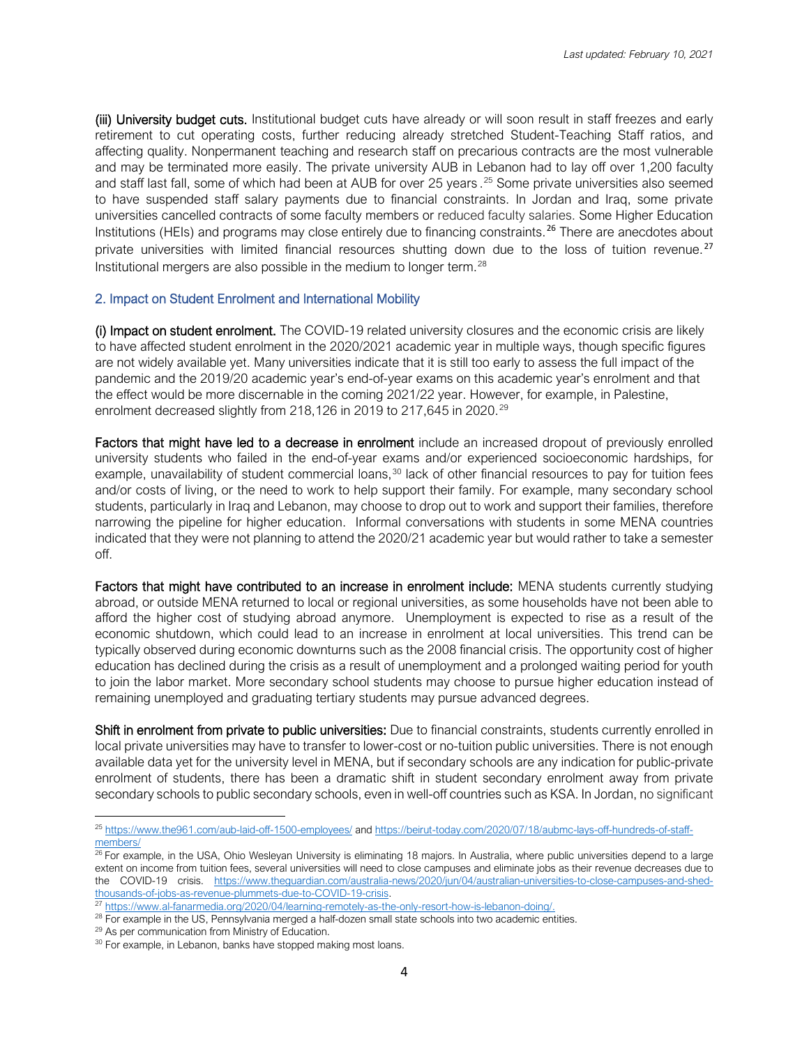**(iii) University budget cuts.** Institutional budget cuts have already or will soon result in staff freezes and early retirement to cut operating costs, further reducing already stretched Student-Teaching Staff ratios, and affecting quality. Nonpermanent teaching and research staff on precarious contracts are the most vulnerable and may be terminated more easily. The private university AUB in Lebanon had to lay off over 1,200 faculty and staff last fall, some of which had been at AUB for over 25 years.[25] Some private universities also seemed to have suspended staff salary payments due to financial constraints. In Jordan and Iraq, some private universities cancelled contracts of some faculty members or reduced faculty salaries. Some Higher Education Institutions (HEIs) and programs may close entirely due to financing constraints.[26] There are anecdotes about private universities with limited financial resources shutting down due to the loss of tuition revenue.[27] Institutional mergers are also possible in the medium to longer term.[28]

## 2. Impact on Student Enrolment and International Mobility

**(i) Impact on student enrolment.** The COVID-19 related university closures and the economic crisis are likely to have affected student enrolment in the 2020/2021 academic year in multiple ways, though specific figures are not widely available yet. Many universities indicate that it is still too early to assess the full impact of the pandemic and the 2019/20 academic year's end-of-year exams on this academic year's enrolment and that the effect would be more discernable in the coming 2021/22 year. However, for example, in Palestine, enrolment decreased slightly from 218,126 in 2019 to 217,645 in 2020.[29]

**Factors that might have led to a decrease in enrolment** include an increased dropout of previously enrolled university students who failed in the end-of-year exams and/or experienced socioeconomic hardships, for example, unavailability of student commercial loans,[30] lack of other financial resources to pay for tuition fees and/or costs of living, or the need to work to help support their family. For example, many secondary school students, particularly in Iraq and Lebanon, may choose to drop out to work and support their families, therefore narrowing the pipeline for higher education. Informal conversations with students in some MENA countries indicated that they were not planning to attend the 2020/21 academic year but would rather to take a semester off.

**Factors that might have contributed to an increase in enrolment include:** MENA students currently studying abroad, or outside MENA returned to local or regional universities, as some households have not been able to afford the higher cost of studying abroad anymore. Unemployment is expected to rise as a result of the economic shutdown, which could lead to an increase in enrolment at local universities. This trend can be typically observed during economic downturns such as the 2008 financial crisis. The opportunity cost of higher education has declined during the crisis as a result of unemployment and a prolonged waiting period for youth to join the labor market. More secondary school students may choose to pursue higher education instead of remaining unemployed and graduating tertiary students may pursue advanced degrees.

**Shift in enrolment from private to public universities:** Due to financial constraints, students currently enrolled in local private universities may have to transfer to lower-cost or no-tuition public universities. There is not enough available data yet for the university level in MENA, but if secondary schools are any indication for public-private enrolment of students, there has been a dramatic shift in student secondary enrolment away from private secondary schools to public secondary schools, even in well-off countries such as KSA. In Jordan, no significant

---

[25] https://www.the961.com/aub-laid-off-1500-employees/ and https://beirut-today.com/2020/07/18/aubmc-lays-off-hundreds-of-staff-members/

[26] For example, in the USA, Ohio Wesleyan University is eliminating 18 majors. In Australia, where public universities depend to a large extent on income from tuition fees, several universities will need to close campuses and eliminate jobs as their revenue decreases due to the COVID-19 crisis. https://www.theguardian.com/australia-news/2020/jun/04/australian-universities-to-close-campuses-and-shed-thousands-of-jobs-as-revenue-plummets-due-to-COVID-19-crisis.

[27] https://www.al-fanarmedia.org/2020/04/learning-remotely-as-the-only-resort-how-is-lebanon-doing/.

[28] For example in the US, Pennsylvania merged a half-dozen small state schools into two academic entities.

[29] As per communication from Ministry of Education.

[30] For example, in Lebanon, banks have stopped making most loans.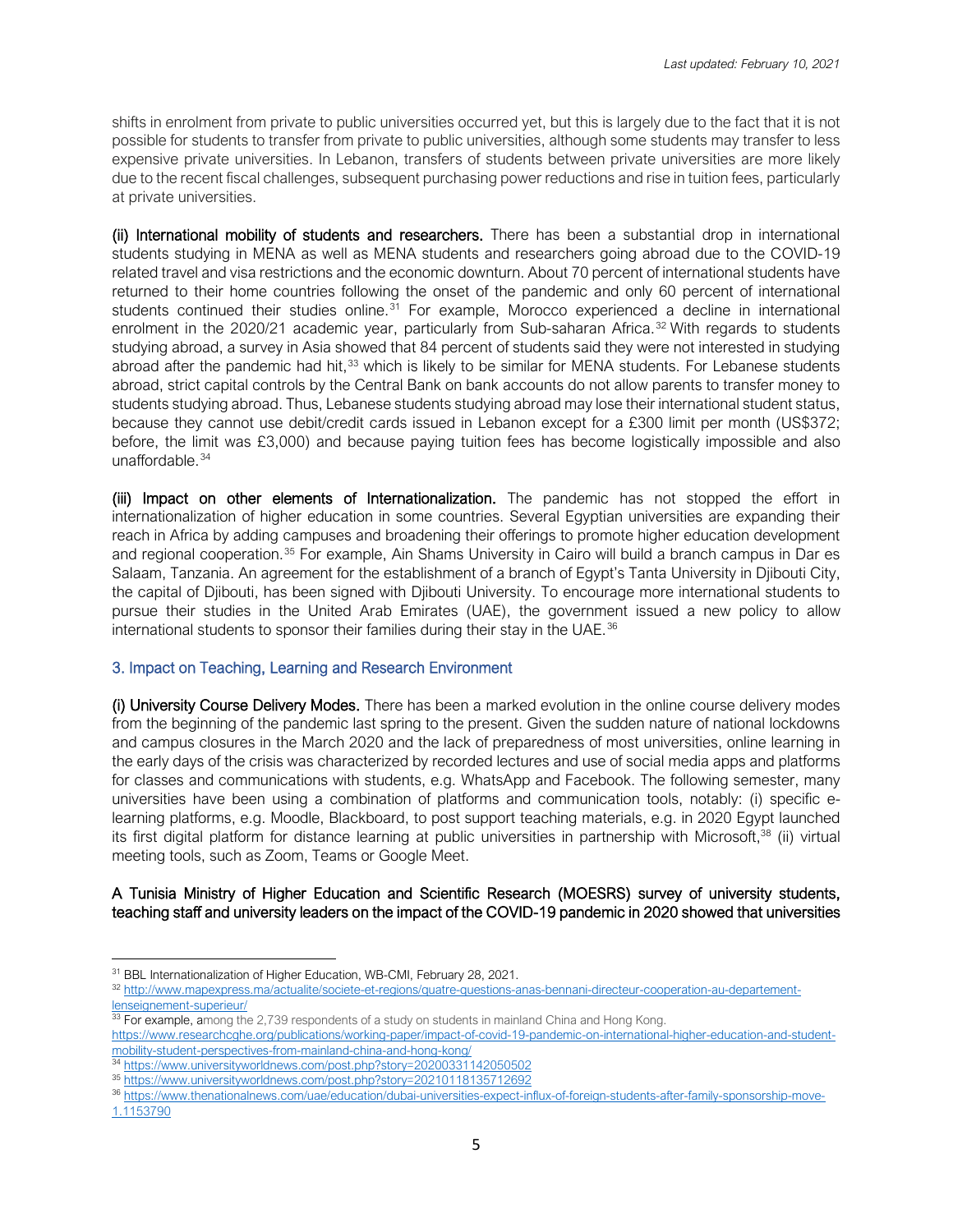shifts in enrolment from private to public universities occurred yet, but this is largely due to the fact that it is not possible for students to transfer from private to public universities, although some students may transfer to less expensive private universities. In Lebanon, transfers of students between private universities are more likely due to the recent fiscal challenges, subsequent purchasing power reductions and rise in tuition fees, particularly at private universities.

**(ii) International mobility of students and researchers.** There has been a substantial drop in international students studying in MENA as well as MENA students and researchers going abroad due to the COVID-19 related travel and visa restrictions and the economic downturn. About 70 percent of international students have returned to their home countries following the onset of the pandemic and only 60 percent of international students continued their studies online.[31] For example, Morocco experienced a decline in international enrolment in the 2020/21 academic year, particularly from Sub-saharan Africa.[32] With regards to students studying abroad, a survey in Asia showed that 84 percent of students said they were not interested in studying abroad after the pandemic had hit,[33] which is likely to be similar for MENA students. For Lebanese students abroad, strict capital controls by the Central Bank on bank accounts do not allow parents to transfer money to students studying abroad. Thus, Lebanese students studying abroad may lose their international student status, because they cannot use debit/credit cards issued in Lebanon except for a £300 limit per month (US$372; before, the limit was £3,000) and because paying tuition fees has become logistically impossible and also unaffordable.[34]

**(iii) Impact on other elements of Internationalization.** The pandemic has not stopped the effort in internationalization of higher education in some countries. Several Egyptian universities are expanding their reach in Africa by adding campuses and broadening their offerings to promote higher education development and regional cooperation.[35] For example, Ain Shams University in Cairo will build a branch campus in Dar es Salaam, Tanzania. An agreement for the establishment of a branch of Egypt's Tanta University in Djibouti City, the capital of Djibouti, has been signed with Djibouti University. To encourage more international students to pursue their studies in the United Arab Emirates (UAE), the government issued a new policy to allow international students to sponsor their families during their stay in the UAE.[36]

### 3. Impact on Teaching, Learning and Research Environment

**(i) University Course Delivery Modes.** There has been a marked evolution in the online course delivery modes from the beginning of the pandemic last spring to the present. Given the sudden nature of national lockdowns and campus closures in the March 2020 and the lack of preparedness of most universities, online learning in the early days of the crisis was characterized by recorded lectures and use of social media apps and platforms for classes and communications with students, e.g. WhatsApp and Facebook. The following semester, many universities have been using a combination of platforms and communication tools, notably: (i) specific e-learning platforms, e.g. Moodle, Blackboard, to post support teaching materials, e.g. in 2020 Egypt launched its first digital platform for distance learning at public universities in partnership with Microsoft,[38] (ii) virtual meeting tools, such as Zoom, Teams or Google Meet.

**A Tunisia Ministry of Higher Education and Scientific Research (MOESRS) survey of university students, teaching staff and university leaders on the impact of the COVID-19 pandemic in 2020 showed that universities**

---

[31] BBL Internationalization of Higher Education, WB-CMI, February 28, 2021.

[32] http://www.mapexpress.ma/actualite/societe-et-regions/quatre-questions-anas-bennani-directeur-cooperation-au-departement-lenseignement-superieur/

[33] For example, among the 2,739 respondents of a study on students in mainland China and Hong Kong. https://www.researchcghe.org/publications/working-paper/impact-of-covid-19-pandemic-on-international-higher-education-and-student-mobility-student-perspectives-from-mainland-china-and-hong-kong/

[34] https://www.universityworldnews.com/post.php?story=20200331142050502

[35] https://www.universityworldnews.com/post.php?story=20210118135712692

[36] https://www.thenationalnews.com/uae/education/dubai-universities-expect-influx-of-foreign-students-after-family-sponsorship-move-1.1153790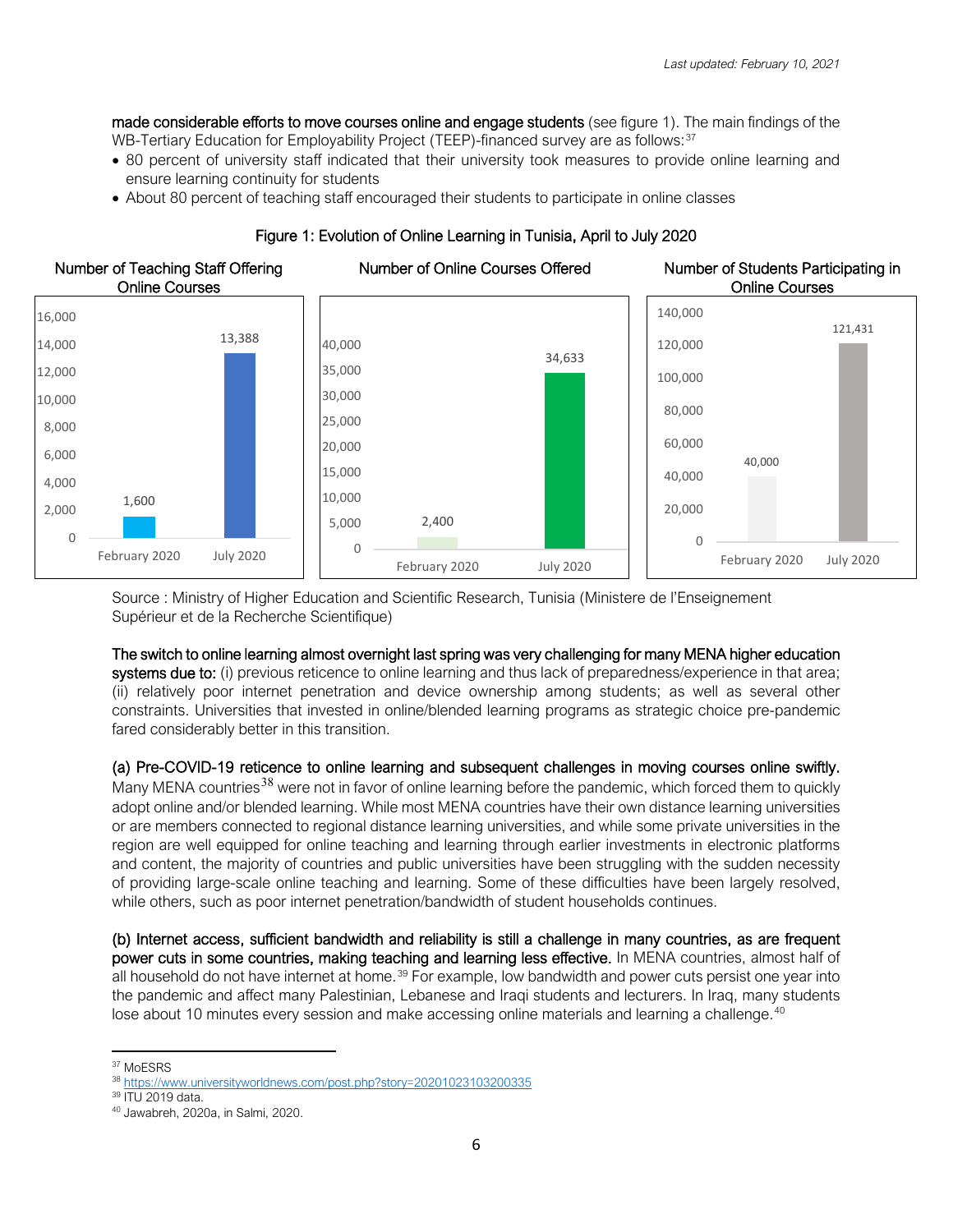**made considerable efforts to move courses online and engage students** (see figure 1). The main findings of the WB-Tertiary Education for Employability Project (TEEP)-financed survey are as follows:[37]

- 80 percent of university staff indicated that their university took measures to provide online learning and ensure learning continuity for students
- About 80 percent of teaching staff encouraged their students to participate in online classes

Figure 1: Evolution of Online Learning in Tunisia, April to July 2020

| | February 2020 | July 2020 |
|---|---|---|
| Number of Teaching Staff Offering Online Courses | 1,600 | 13,388 |
| Number of Online Courses Offered | 2,400 | 34,633 |
| Number of Students Participating in Online Courses | 40,000 | 121,431 |

Source : Ministry of Higher Education and Scientific Research, Tunisia (Ministere de l'Enseignement Supérieur et de la Recherche Scientifique)

**The switch to online learning almost overnight last spring was very challenging for many MENA higher education systems due to:** (i) previous reticence to online learning and thus lack of preparedness/experience in that area; (ii) relatively poor internet penetration and device ownership among students; as well as several other constraints. Universities that invested in online/blended learning programs as strategic choice pre-pandemic fared considerably better in this transition.

**(a) Pre-COVID-19 reticence to online learning and subsequent challenges in moving courses online swiftly.** Many MENA countries[38] were not in favor of online learning before the pandemic, which forced them to quickly adopt online and/or blended learning. While most MENA countries have their own distance learning universities or are members connected to regional distance learning universities, and while some private universities in the region are well equipped for online teaching and learning through earlier investments in electronic platforms and content, the majority of countries and public universities have been struggling with the sudden necessity of providing large-scale online teaching and learning. Some of these difficulties have been largely resolved, while others, such as poor internet penetration/bandwidth of student households continues.

**(b) Internet access, sufficient bandwidth and reliability is still a challenge in many countries, as are frequent power cuts in some countries, making teaching and learning less effective.** In MENA countries, almost half of all household do not have internet at home.[39] For example, low bandwidth and power cuts persist one year into the pandemic and affect many Palestinian, Lebanese and Iraqi students and lecturers. In Iraq, many students lose about 10 minutes every session and make accessing online materials and learning a challenge.[40]

---

[37] MoESRS

[38] https://www.universityworldnews.com/post.php?story=20201023103200335

[39] ITU 2019 data.

[40] Jawabreh, 2020a, in Salmi, 2020.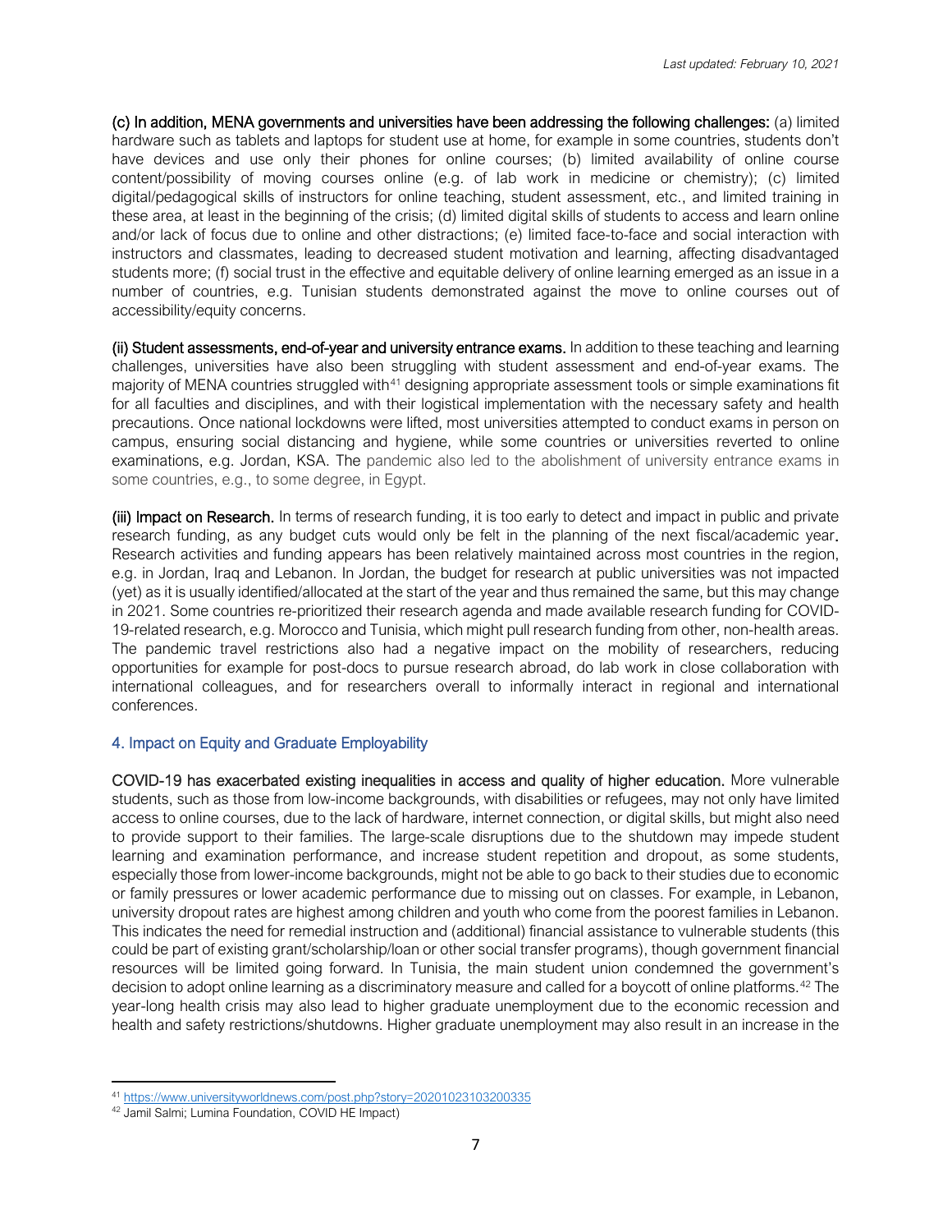**(c) In addition, MENA governments and universities have been addressing the following challenges:** (a) limited hardware such as tablets and laptops for student use at home, for example in some countries, students don't have devices and use only their phones for online courses; (b) limited availability of online course content/possibility of moving courses online (e.g. of lab work in medicine or chemistry); (c) limited digital/pedagogical skills of instructors for online teaching, student assessment, etc., and limited training in these area, at least in the beginning of the crisis; (d) limited digital skills of students to access and learn online and/or lack of focus due to online and other distractions; (e) limited face-to-face and social interaction with instructors and classmates, leading to decreased student motivation and learning, affecting disadvantaged students more; (f) social trust in the effective and equitable delivery of online learning emerged as an issue in a number of countries, e.g. Tunisian students demonstrated against the move to online courses out of accessibility/equity concerns.

**(ii) Student assessments, end-of-year and university entrance exams.** In addition to these teaching and learning challenges, universities have also been struggling with student assessment and end-of-year exams. The majority of MENA countries struggled with[41] designing appropriate assessment tools or simple examinations fit for all faculties and disciplines, and with their logistical implementation with the necessary safety and health precautions. Once national lockdowns were lifted, most universities attempted to conduct exams in person on campus, ensuring social distancing and hygiene, while some countries or universities reverted to online examinations, e.g. Jordan, KSA. The pandemic also led to the abolishment of university entrance exams in some countries, e.g., to some degree, in Egypt.

**(iii) Impact on Research.** In terms of research funding, it is too early to detect and impact in public and private research funding, as any budget cuts would only be felt in the planning of the next fiscal/academic year. Research activities and funding appears has been relatively maintained across most countries in the region, e.g. in Jordan, Iraq and Lebanon. In Jordan, the budget for research at public universities was not impacted (yet) as it is usually identified/allocated at the start of the year and thus remained the same, but this may change in 2021. Some countries re-prioritized their research agenda and made available research funding for COVID-19-related research, e.g. Morocco and Tunisia, which might pull research funding from other, non-health areas. The pandemic travel restrictions also had a negative impact on the mobility of researchers, reducing opportunities for example for post-docs to pursue research abroad, do lab work in close collaboration with international colleagues, and for researchers overall to informally interact in regional and international conferences.

## 4. Impact on Equity and Graduate Employability

**COVID-19 has exacerbated existing inequalities in access and quality of higher education.** More vulnerable students, such as those from low-income backgrounds, with disabilities or refugees, may not only have limited access to online courses, due to the lack of hardware, internet connection, or digital skills, but might also need to provide support to their families. The large-scale disruptions due to the shutdown may impede student learning and examination performance, and increase student repetition and dropout, as some students, especially those from lower-income backgrounds, might not be able to go back to their studies due to economic or family pressures or lower academic performance due to missing out on classes. For example, in Lebanon, university dropout rates are highest among children and youth who come from the poorest families in Lebanon. This indicates the need for remedial instruction and (additional) financial assistance to vulnerable students (this could be part of existing grant/scholarship/loan or other social transfer programs), though government financial resources will be limited going forward. In Tunisia, the main student union condemned the government's decision to adopt online learning as a discriminatory measure and called for a boycott of online platforms.[42] The year-long health crisis may also lead to higher graduate unemployment due to the economic recession and health and safety restrictions/shutdowns. Higher graduate unemployment may also result in an increase in the

---

[41] https://www.universityworldnews.com/post.php?story=20201023103200335

[42] Jamil Salmi; Lumina Foundation, COVID HE Impact)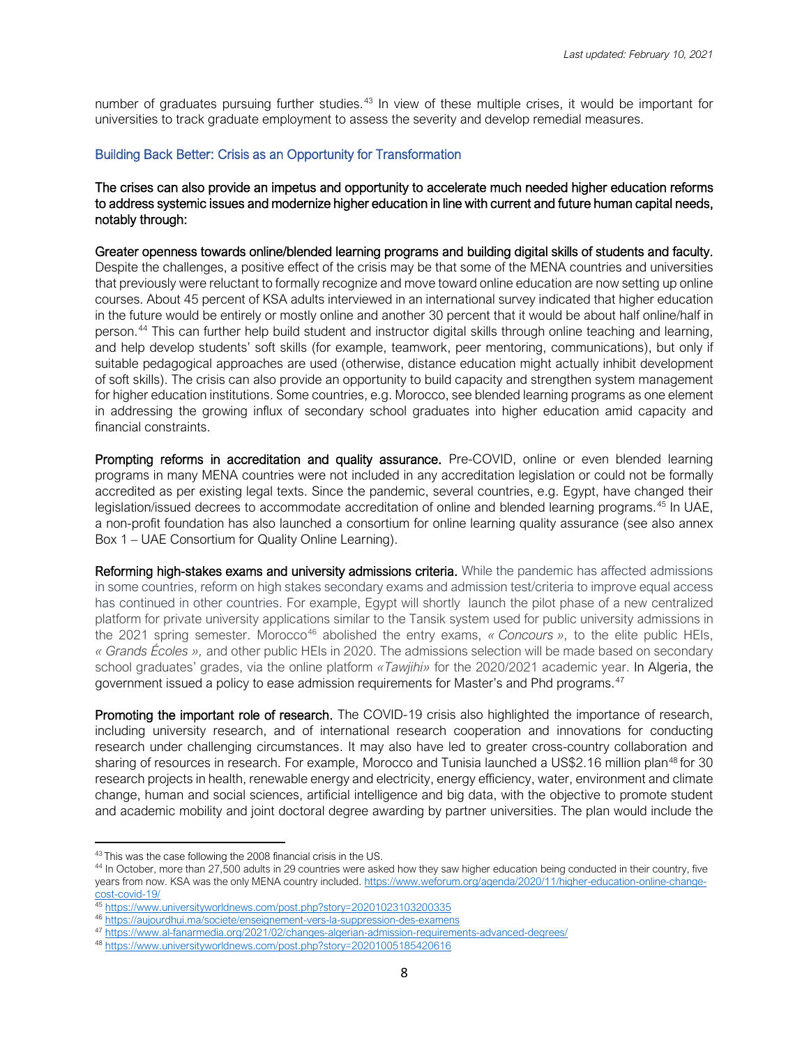number of graduates pursuing further studies.[43] In view of these multiple crises, it would be important for universities to track graduate employment to assess the severity and develop remedial measures.

## Building Back Better: Crisis as an Opportunity for Transformation

**The crises can also provide an impetus and opportunity to accelerate much needed higher education reforms to address systemic issues and modernize higher education in line with current and future human capital needs, notably through:**

**Greater openness towards online/blended learning programs and building digital skills of students and faculty.** Despite the challenges, a positive effect of the crisis may be that some of the MENA countries and universities that previously were reluctant to formally recognize and move toward online education are now setting up online courses. About 45 percent of KSA adults interviewed in an international survey indicated that higher education in the future would be entirely or mostly online and another 30 percent that it would be about half online/half in person.[44] This can further help build student and instructor digital skills through online teaching and learning, and help develop students' soft skills (for example, teamwork, peer mentoring, communications), but only if suitable pedagogical approaches are used (otherwise, distance education might actually inhibit development of soft skills). The crisis can also provide an opportunity to build capacity and strengthen system management for higher education institutions. Some countries, e.g. Morocco, see blended learning programs as one element in addressing the growing influx of secondary school graduates into higher education amid capacity and financial constraints.

**Prompting reforms in accreditation and quality assurance.** Pre-COVID, online or even blended learning programs in many MENA countries were not included in any accreditation legislation or could not be formally accredited as per existing legal texts. Since the pandemic, several countries, e.g. Egypt, have changed their legislation/issued decrees to accommodate accreditation of online and blended learning programs.[45] In UAE, a non-profit foundation has also launched a consortium for online learning quality assurance (see also annex Box 1 – UAE Consortium for Quality Online Learning).

**Reforming high-stakes exams and university admissions criteria.** While the pandemic has affected admissions in some countries, reform on high stakes secondary exams and admission test/criteria to improve equal access has continued in other countries. For example, Egypt will shortly launch the pilot phase of a new centralized platform for private university applications similar to the Tansik system used for public university admissions in the 2021 spring semester. Morocco[46] abolished the entry exams, *« Concours »,* to the elite public HEIs, *« Grands Écoles »,* and other public HEIs in 2020. The admissions selection will be made based on secondary school graduates' grades, via the online platform *«Tawjihi»* for the 2020/2021 academic year. In Algeria, the government issued a policy to ease admission requirements for Master's and Phd programs.[47]

**Promoting the important role of research.** The COVID-19 crisis also highlighted the importance of research, including university research, and of international research cooperation and innovations for conducting research under challenging circumstances. It may also have led to greater cross-country collaboration and sharing of resources in research. For example, Morocco and Tunisia launched a US$2.16 million plan[48] for 30 research projects in health, renewable energy and electricity, energy efficiency, water, environment and climate change, human and social sciences, artificial intelligence and big data, with the objective to promote student and academic mobility and joint doctoral degree awarding by partner universities. The plan would include the

---

[43] This was the case following the 2008 financial crisis in the US.

[44] In October, more than 27,500 adults in 29 countries were asked how they saw higher education being conducted in their country, five years from now. KSA was the only MENA country included. https://www.weforum.org/agenda/2020/11/higher-education-online-change-cost-covid-19/

[45] https://www.universityworldnews.com/post.php?story=20201023103200335

[46] https://aujourdhui.ma/societe/enseignement-vers-la-suppression-des-examens

[47] https://www.al-fanarmedia.org/2021/02/changes-algerian-admission-requirements-advanced-degrees/

[48] https://www.universityworldnews.com/post.php?story=20201005185420616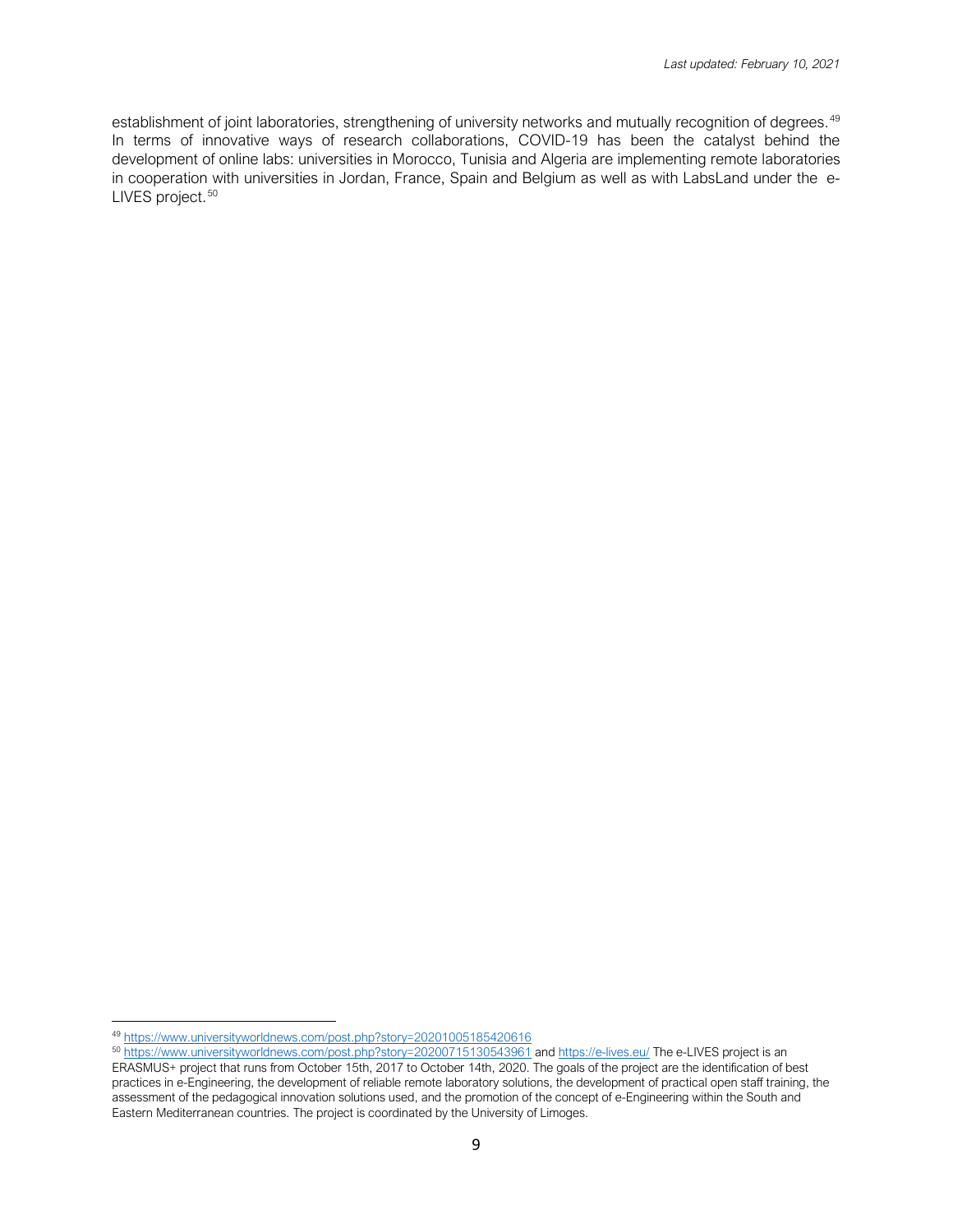establishment of joint laboratories, strengthening of university networks and mutually recognition of degrees.[49] In terms of innovative ways of research collaborations, COVID-19 has been the catalyst behind the development of online labs: universities in Morocco, Tunisia and Algeria are implementing remote laboratories in cooperation with universities in Jordan, France, Spain and Belgium as well as with LabsLand under the e-LIVES project.[50]

[49] https://www.universityworldnews.com/post.php?story=20201005185420616

[50] https://www.universityworldnews.com/post.php?story=20200715130543961 and https://e-lives.eu/ The e-LIVES project is an ERASMUS+ project that runs from October 15th, 2017 to October 14th, 2020. The goals of the project are the identification of best practices in e-Engineering, the development of reliable remote laboratory solutions, the development of practical open staff training, the assessment of the pedagogical innovation solutions used, and the promotion of the concept of e-Engineering within the South and Eastern Mediterranean countries. The project is coordinated by the University of Limoges.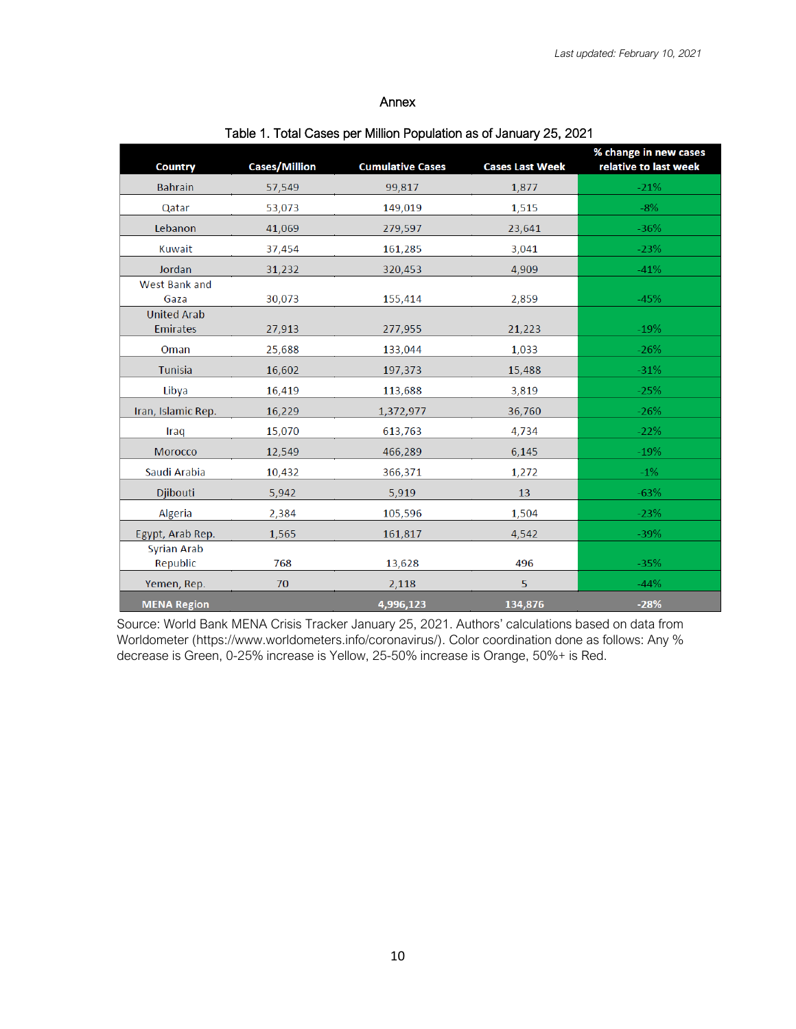*Last updated: February 10, 2021*

## Annex

Table 1. Total Cases per Million Population as of January 25, 2021

| Country | Cases/Million | Cumulative Cases | Cases Last Week | % change in new cases relative to last week |
|---|---|---|---|---|
| Bahrain | 57,549 | 99,817 | 1,877 | -21% |
| Qatar | 53,073 | 149,019 | 1,515 | -8% |
| Lebanon | 41,069 | 279,597 | 23,641 | -36% |
| Kuwait | 37,454 | 161,285 | 3,041 | -23% |
| Jordan | 31,232 | 320,453 | 4,909 | -41% |
| West Bank and Gaza | 30,073 | 155,414 | 2,859 | -45% |
| United Arab Emirates | 27,913 | 277,955 | 21,223 | -19% |
| Oman | 25,688 | 133,044 | 1,033 | -26% |
| Tunisia | 16,602 | 197,373 | 15,488 | -31% |
| Libya | 16,419 | 113,688 | 3,819 | -25% |
| Iran, Islamic Rep. | 16,229 | 1,372,977 | 36,760 | -26% |
| Iraq | 15,070 | 613,763 | 4,734 | -22% |
| Morocco | 12,549 | 466,289 | 6,145 | -19% |
| Saudi Arabia | 10,432 | 366,371 | 1,272 | -1% |
| Djibouti | 5,942 | 5,919 | 13 | -63% |
| Algeria | 2,384 | 105,596 | 1,504 | -23% |
| Egypt, Arab Rep. | 1,565 | 161,817 | 4,542 | -39% |
| Syrian Arab Republic | 768 | 13,628 | 496 | -35% |
| Yemen, Rep. | 70 | 2,118 | 5 | -44% |
| **MENA Region** | | **4,996,123** | **134,876** | **-28%** |

Source: World Bank MENA Crisis Tracker January 25, 2021. Authors' calculations based on data from Worldometer (https://www.worldometers.info/coronavirus/). Color coordination done as follows: Any % decrease is Green, 0-25% increase is Yellow, 25-50% increase is Orange, 50%+ is Red.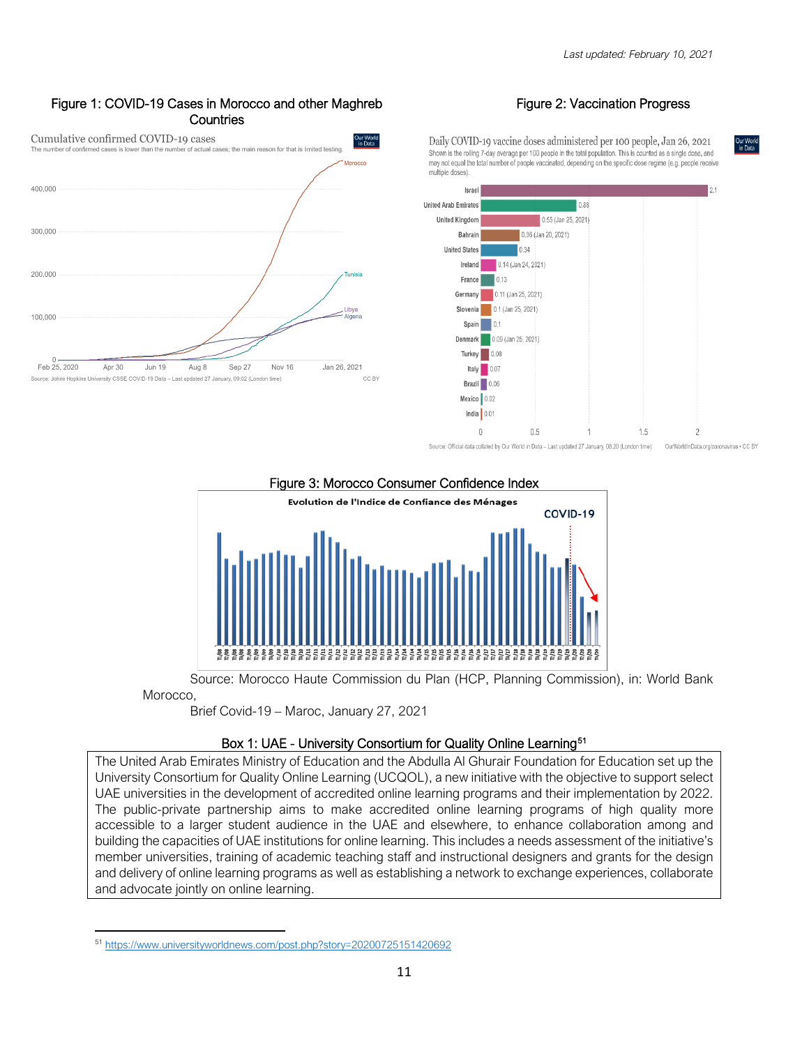*Last updated: February 10, 2021*

**Figure 1: COVID-19 Cases in Morocco and other Maghreb Countries**

Cumulative confirmed COVID-19 cases

The number of confirmed cases is lower than the number of actual cases; the main reason for that is limited testing.

Our World in Data

400,000

300,000

200,000

100,000

0

Feb 25, 2020 Apr 30 Jun 19 Aug 8 Sep 27 Nov 16 Jan 26, 2021

Morocco

Tunisia

Libya

Algeria

Source: Johns Hopkins University CSSE COVID-19 Data – Last updated 27 January, 09:02 (London time)

CC BY

**Figure 2: Vaccination Progress**

Daily COVID-19 vaccine doses administered per 100 people, Jan 26, 2021

Shown is the rolling 7-day average per 100 people in the total population. This is counted as a single dose, and may not equal the total number of people vaccinated, depending on the specific dose regime (e.g. people receive multiple doses).

Our World in Data

Israel 2.1

United Arab Emirates 0.88

United Kingdom 0.55 (Jan 25, 2021)

Bahrain 0.36 (Jan 20, 2021)

United States 0.34

Ireland 0.14 (Jan 24, 2021)

France 0.13

Germany 0.11 (Jan 25, 2021)

Slovenia 0.1 (Jan 25, 2021)

Spain 0.1

Denmark 0.09 (Jan 25, 2021)

Turkey 0.08

Italy 0.07

Brazil 0.06

Mexico 0.02

India 0.01

0 0.5 1 1.5 2

Source: Official data collated by Our World in Data – Last updated 27 January, 08:20 (London time)

OurWorldInData.org/coronavirus • CC BY

**Figure 3: Morocco Consumer Confidence Index**

Evolution de l'Indice de Confiance des Ménages

COVID-19

Source: Morocco Haute Commission du Plan (HCP, Planning Commission), in: World Bank Morocco, Brief Covid-19 – Maroc, January 27, 2021

**Box 1: UAE - University Consortium for Quality Online Learning[51]**

The United Arab Emirates Ministry of Education and the Abdulla Al Ghurair Foundation for Education set up the University Consortium for Quality Online Learning (UCQOL), a new initiative with the objective to support select UAE universities in the development of accredited online learning programs and their implementation by 2022. The public-private partnership aims to make accredited online learning programs of high quality more accessible to a larger student audience in the UAE and elsewhere, to enhance collaboration among and building the capacities of UAE institutions for online learning. This includes a needs assessment of the initiative's member universities, training of academic teaching staff and instructional designers and grants for the design and delivery of online learning programs as well as establishing a network to exchange experiences, collaborate and advocate jointly on online learning.

---

[51] https://www.universityworldnews.com/post.php?story=20200725151420692